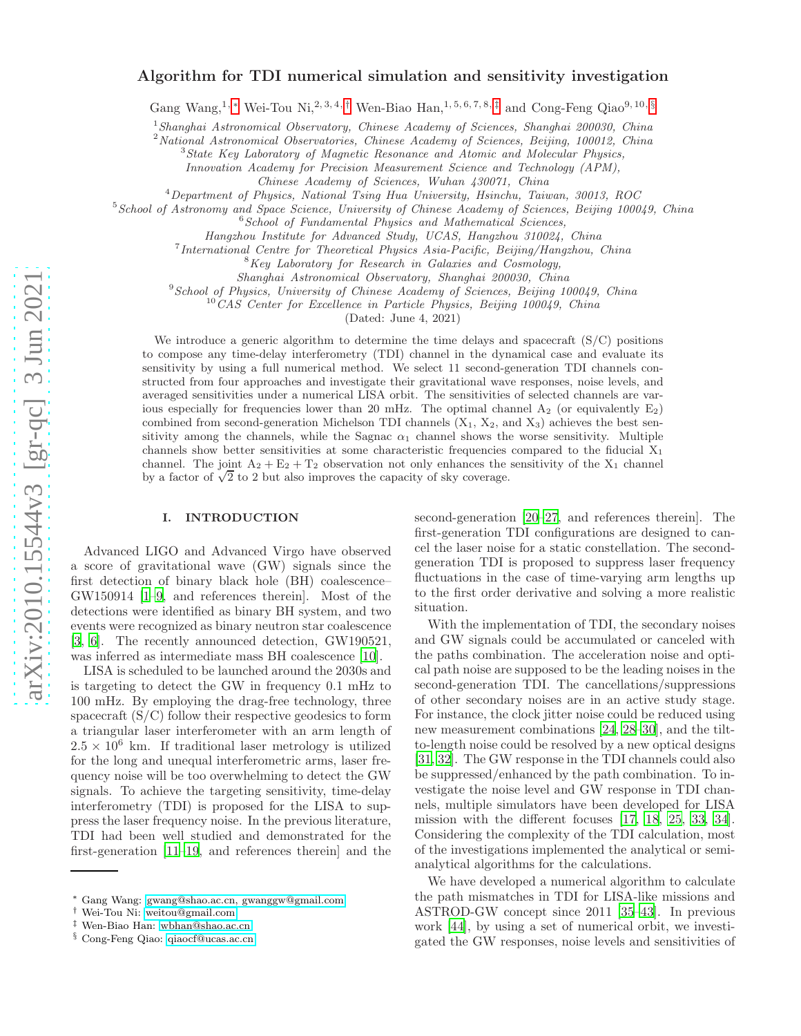# Algorithm for TDI numerical simulation and sensitivity investigation

Gang Wang,[1,*] Wei-Tou Ni,[2,3,4,†] Wen-Biao Han,[1,5,6,7,8,‡] and Cong-Feng Qiao[9,10,§]

[1] *Shanghai Astronomical Observatory, Chinese Academy of Sciences, Shanghai 200030, China*
[2] *National Astronomical Observatories, Chinese Academy of Sciences, Beijing, 100012, China*
[3] *State Key Laboratory of Magnetic Resonance and Atomic and Molecular Physics, Innovation Academy for Precision Measurement Science and Technology (APM), Chinese Academy of Sciences, Wuhan 430071, China*
[4] *Department of Physics, National Tsing Hua University, Hsinchu, Taiwan, 30013, ROC*
[5] *School of Astronomy and Space Science, University of Chinese Academy of Sciences, Beijing 100049, China*
[6] *School of Fundamental Physics and Mathematical Sciences, Hangzhou Institute for Advanced Study, UCAS, Hangzhou 310024, China*
[7] *International Centre for Theoretical Physics Asia-Pacific, Beijing/Hangzhou, China*
[8] *Key Laboratory for Research in Galaxies and Cosmology, Shanghai Astronomical Observatory, Shanghai 200030, China*
[9] *School of Physics, University of Chinese Academy of Sciences, Beijing 100049, China*
[10] *CAS Center for Excellence in Particle Physics, Beijing 100049, China*

(Dated: June 4, 2021)

We introduce a generic algorithm to determine the time delays and spacecraft (S/C) positions to compose any time-delay interferometry (TDI) channel in the dynamical case and evaluate its sensitivity by using a full numerical method. We select 11 second-generation TDI channels constructed from four approaches and investigate their gravitational wave responses, noise levels, and averaged sensitivities under a numerical LISA orbit. The sensitivities of selected channels are various especially for frequencies lower than 20 mHz. The optimal channel $A_2$ (or equivalently $E_2$) combined from second-generation Michelson TDI channels ($X_1$, $X_2$, and $X_3$) achieves the best sensitivity among the channels, while the Sagnac $\alpha_1$ channel shows the worse sensitivity. Multiple channels show better sensitivities at some characteristic frequencies compared to the fiducial $X_1$ channel. The joint $A_2 + E_2 + T_2$ observation not only enhances the sensitivity of the $X_1$ channel by a factor of $\sqrt{2}$ to 2 but also improves the capacity of sky coverage.

## I. INTRODUCTION

Advanced LIGO and Advanced Virgo have observed a score of gravitational wave (GW) signals since the first detection of binary black hole (BH) coalescence–GW150914 [1–9, and references therein]. Most of the detections were identified as binary BH system, and two events were recognized as binary neutron star coalescence [3, 6]. The recently announced detection, GW190521, was inferred as intermediate mass BH coalescence [10].

LISA is scheduled to be launched around the 2030s and is targeting to detect the GW in frequency 0.1 mHz to 100 mHz. By employing the drag-free technology, three spacecraft (S/C) follow their respective geodesics to form a triangular laser interferometer with an arm length of $2.5 \times 10^6$ km. If traditional laser metrology is utilized for the long and unequal interferometric arms, laser frequency noise will be too overwhelming to detect the GW signals. To achieve the targeting sensitivity, time-delay interferometry (TDI) is proposed for the LISA to suppress the laser frequency noise. In the previous literature, TDI had been well studied and demonstrated for the first-generation [11–19, and references therein] and the second-generation [20–27, and references therein]. The first-generation TDI configurations are designed to cancel the laser noise for a static constellation. The second-generation TDI is proposed to suppress laser frequency fluctuations in the case of time-varying arm lengths up to the first order derivative and solving a more realistic situation.

With the implementation of TDI, the secondary noises and GW signals could be accumulated or canceled with the paths combination. The acceleration noise and optical path noise are supposed to be the leading noises in the second-generation TDI. The cancellations/suppressions of other secondary noises are in an active study stage. For instance, the clock jitter noise could be reduced using new measurement combinations [24, 28–30], and the tilt-to-length noise could be resolved by a new optical designs [31, 32]. The GW response in the TDI channels could also be suppressed/enhanced by the path combination. To investigate the noise level and GW response in TDI channels, multiple simulators have been developed for LISA mission with the different focuses [17, 18, 25, 33, 34]. Considering the complexity of the TDI calculation, most of the investigations implemented the analytical or semi-analytical algorithms for the calculations.

We have developed a numerical algorithm to calculate the path mismatches in TDI for LISA-like missions and ASTROD-GW concept since 2011 [35–43]. In previous work [44], by using a set of numerical orbit, we investigated the GW responses, noise levels and sensitivities of

---

* Gang Wang: gwang@shao.ac.cn, gwanggw@gmail.com
† Wei-Tou Ni: weitou@gmail.com
‡ Wen-Biao Han: wbhan@shao.ac.cn
§ Cong-Feng Qiao: qiaocf@ucas.ac.cn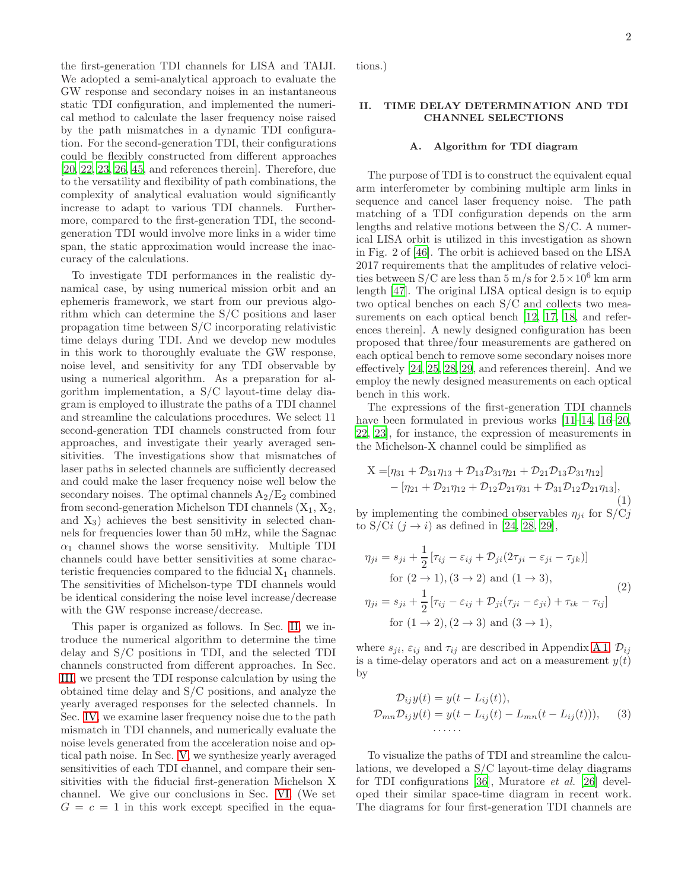the first-generation TDI channels for LISA and TAIJI. We adopted a semi-analytical approach to evaluate the GW response and secondary noises in an instantaneous static TDI configuration, and implemented the numerical method to calculate the laser frequency noise raised by the path mismatches in a dynamic TDI configuration. For the second-generation TDI, their configurations could be flexibly constructed from different approaches [20, 22, 23, 26, 45, and references therein]. Therefore, due to the versatility and flexibility of path combinations, the complexity of analytical evaluation would significantly increase to adapt to various TDI channels. Furthermore, compared to the first-generation TDI, the second-generation TDI would involve more links in a wider time span, the static approximation would increase the inaccuracy of the calculations.

To investigate TDI performances in the realistic dynamical case, by using numerical mission orbit and an ephemeris framework, we start from our previous algorithm which can determine the S/C positions and laser propagation time between S/C incorporating relativistic time delays during TDI. And we develop new modules in this work to thoroughly evaluate the GW response, noise level, and sensitivity for any TDI observable by using a numerical algorithm. As a preparation for algorithm implementation, a S/C layout-time delay diagram is employed to illustrate the paths of a TDI channel and streamline the calculations procedures. We select 11 second-generation TDI channels constructed from four approaches, and investigate their yearly averaged sensitivities. The investigations show that mismatches of laser paths in selected channels are sufficiently decreased and could make the laser frequency noise well below the secondary noises. The optimal channels $A_2/E_2$ combined from second-generation Michelson TDI channels ($X_1$, $X_2$, and $X_3$) achieves the best sensitivity in selected channels for frequencies lower than 50 mHz, while the Sagnac $\alpha_1$ channel shows the worse sensitivity. Multiple TDI channels could have better sensitivities at some characteristic frequencies compared to the fiducial $X_1$ channels. The sensitivities of Michelson-type TDI channels would be identical considering the noise level increase/decrease with the GW response increase/decrease.

This paper is organized as follows. In Sec. II, we introduce the numerical algorithm to determine the time delay and S/C positions in TDI, and the selected TDI channels constructed from different approaches. In Sec. III, we present the TDI response calculation by using the obtained time delay and S/C positions, and analyze the yearly averaged responses for the selected channels. In Sec. IV, we examine laser frequency noise due to the path mismatch in TDI channels, and numerically evaluate the noise levels generated from the acceleration noise and optical path noise. In Sec. V, we synthesize yearly averaged sensitivities of each TDI channel, and compare their sensitivities with the fiducial first-generation Michelson X channel. We give our conclusions in Sec. VI. (We set $G = c = 1$ in this work except specified in the equations.)

## II. TIME DELAY DETERMINATION AND TDI CHANNEL SELECTIONS

### A. Algorithm for TDI diagram

The purpose of TDI is to construct the equivalent equal arm interferometer by combining multiple arm links in sequence and cancel laser frequency noise. The path matching of a TDI configuration depends on the arm lengths and relative motions between the S/C. A numerical LISA orbit is utilized in this investigation as shown in Fig. 2 of [46]. The orbit is achieved based on the LISA 2017 requirements that the amplitudes of relative velocities between S/C are less than 5 m/s for $2.5 \times 10^6$ km arm length [47]. The original LISA optical design is to equip two optical benches on each S/C and collects two measurements on each optical bench [12, 17, 18, and references therein]. A newly designed configuration has been proposed that three/four measurements are gathered on each optical bench to remove some secondary noises more effectively [24, 25, 28, 29, and references therein]. And we employ the newly designed measurements on each optical bench in this work.

The expressions of the first-generation TDI channels have been formulated in previous works [11–14, 16–20, 22, 23], for instance, the expression of measurements in the Michelson-X channel could be simplified as

$$
\begin{aligned}
\mathrm{X} =& [\eta_{31} + \mathcal{D}_{31}\eta_{13} + \mathcal{D}_{13}\mathcal{D}_{31}\eta_{21} + \mathcal{D}_{21}\mathcal{D}_{13}\mathcal{D}_{31}\eta_{12}] \\
& - [\eta_{21} + \mathcal{D}_{21}\eta_{12} + \mathcal{D}_{12}\mathcal{D}_{21}\eta_{31} + \mathcal{D}_{31}\mathcal{D}_{12}\mathcal{D}_{21}\eta_{13}],
\end{aligned} \tag{1}
$$

by implementing the combined observables $\eta_{ji}$ for S/C$j$ to S/C$i$ ($j \to i$) as defined in [24, 28, 29],

$$
\begin{aligned}
\eta_{ji} &= s_{ji} + \frac{1}{2}\left[\tau_{ij} - \varepsilon_{ij} + \mathcal{D}_{ji}(2\tau_{ji} - \varepsilon_{ji} - \tau_{jk})\right] \\
&\quad \text{for } (2 \to 1), (3 \to 2) \text{ and } (1 \to 3), \\
\eta_{ji} &= s_{ji} + \frac{1}{2}\left[\tau_{ij} - \varepsilon_{ij} + \mathcal{D}_{ji}(\tau_{ji} - \varepsilon_{ji}) + \tau_{ik} - \tau_{ij}\right] \\
&\quad \text{for } (1 \to 2), (2 \to 3) \text{ and } (3 \to 1),
\end{aligned} \tag{2}
$$

where $s_{ji}$, $\varepsilon_{ij}$ and $\tau_{ij}$ are described in Appendix A 1. $\mathcal{D}_{ij}$ is a time-delay operators and act on a measurement $y(t)$ by

$$
\begin{aligned}
\mathcal{D}_{ij} y(t) &= y(t - L_{ij}(t)), \\
\mathcal{D}_{mn}\mathcal{D}_{ij} y(t) &= y(t - L_{ij}(t) - L_{mn}(t - L_{ij}(t))), \\
&\ldots\ldots
\end{aligned} \tag{3}
$$

To visualize the paths of TDI and streamline the calculations, we developed a S/C layout-time delay diagrams for TDI configurations [36], Muratore *et al.* [26] developed their similar space-time diagram in recent work. The diagrams for four first-generation TDI channels are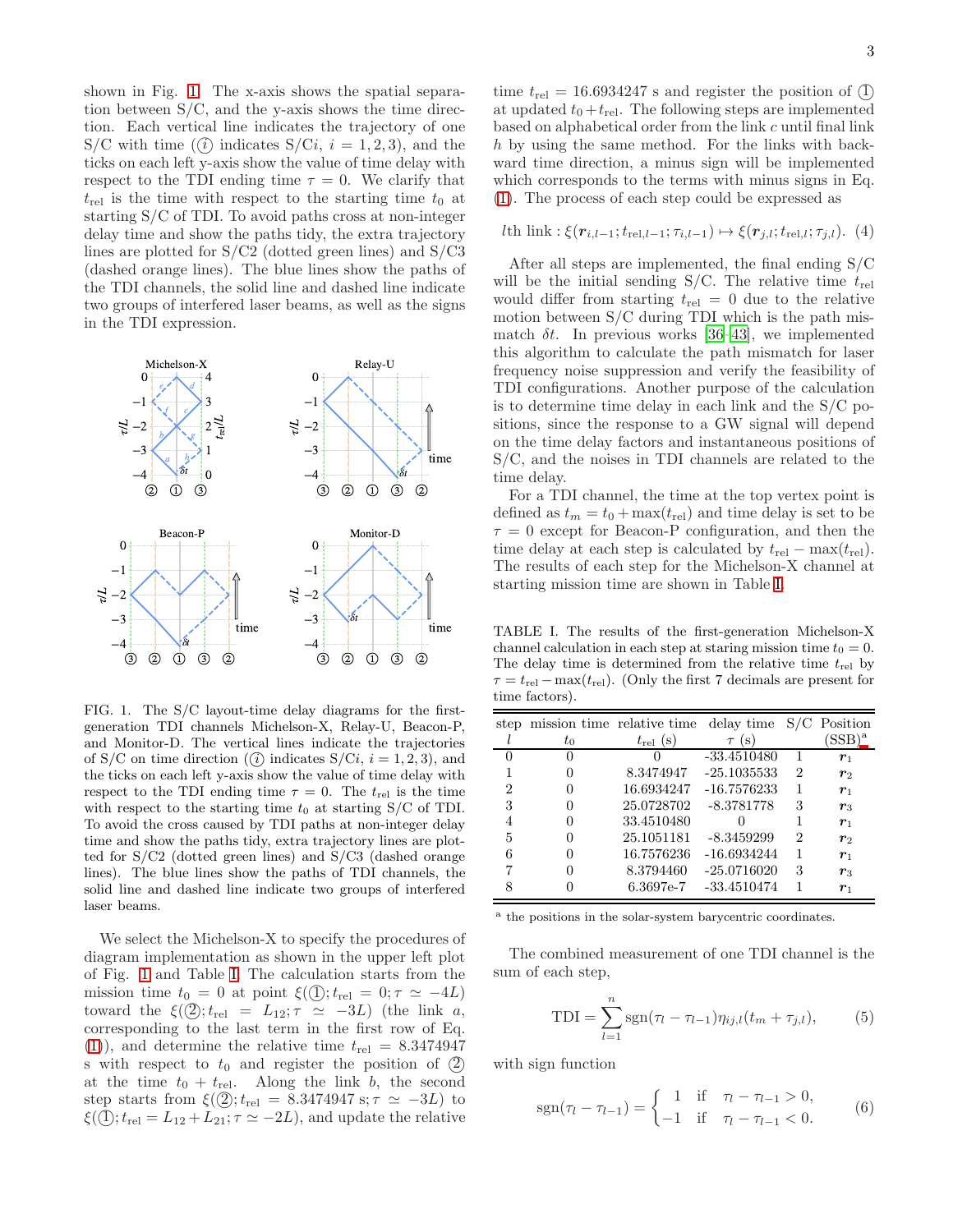shown in Fig. 1. The x-axis shows the spatial separation between S/C, and the y-axis shows the time direction. Each vertical line indicates the trajectory of one S/C with time (ⓘ indicates S/C$i$, $i = 1, 2, 3$), and the ticks on each left y-axis show the value of time delay with respect to the TDI ending time $\tau = 0$. We clarify that $t_{\rm rel}$ is the time with respect to the starting time $t_0$ at starting S/C of TDI. To avoid paths cross at non-integer delay time and show the paths tidy, the extra trajectory lines are plotted for S/C2 (dotted green lines) and S/C3 (dashed orange lines). The blue lines show the paths of the TDI channels, the solid line and dashed line indicate two groups of interfered laser beams, as well as the signs in the TDI expression.

FIG. 1. The S/C layout-time delay diagrams for the first-generation TDI channels Michelson-X, Relay-U, Beacon-P, and Monitor-D. The vertical lines indicate the trajectories of S/C on time direction (ⓘ indicates S/C$i$, $i = 1, 2, 3$), and the ticks on each left y-axis show the value of time delay with respect to the TDI ending time $\tau = 0$. The $t_{\rm rel}$ is the time with respect to the starting time $t_0$ at starting S/C of TDI. To avoid the cross caused by TDI paths at non-integer delay time and show the paths tidy, extra trajectory lines are plotted for S/C2 (dotted green lines) and S/C3 (dashed orange lines). The blue lines show the paths of TDI channels, the solid line and dashed line indicate two groups of interfered laser beams.

We select the Michelson-X to specify the procedures of diagram implementation as shown in the upper left plot of Fig. 1 and Table I. The calculation starts from the mission time $t_0 = 0$ at point $\xi(①; t_{\rm rel} = 0; \tau \simeq -4L)$ toward the $\xi(②; t_{\rm rel} = L_{12}; \tau \simeq -3L)$ (the link $a$, corresponding to the last term in the first row of Eq. (1)), and determine the relative time $t_{\rm rel} = 8.3474947$ s with respect to $t_0$ and register the position of ② at the time $t_0 + t_{\rm rel}$. Along the link $b$, the second step starts from $\xi(②; t_{\rm rel} = 8.3474947\,{\rm s}; \tau \simeq -3L)$ to $\xi(①; t_{\rm rel} = L_{12} + L_{21}; \tau \simeq -2L)$, and update the relative time $t_{\rm rel} = 16.6934247$ s and register the position of ① at updated $t_0 + t_{\rm rel}$. The following steps are implemented based on alphabetical order from the link $c$ until final link $h$ by using the same method. For the links with backward time direction, a minus sign will be implemented which corresponds to the terms with minus signs in Eq. (1). The process of each step could be expressed as

$$l\text{th link}: \xi(\boldsymbol{r}_{i,l-1}; t_{{\rm rel},l-1}; \tau_{i,l-1}) \mapsto \xi(\boldsymbol{r}_{j,l}; t_{{\rm rel},l}; \tau_{j,l}). \quad (4)$$

After all steps are implemented, the final ending S/C will be the initial sending S/C. The relative time $t_{\rm rel}$ would differ from starting $t_{\rm rel} = 0$ due to the relative motion between S/C during TDI which is the path mismatch $\delta t$. In previous works [36–43], we implemented this algorithm to calculate the path mismatch for laser frequency noise suppression and verify the feasibility of TDI configurations. Another purpose of the calculation is to determine time delay in each link and the S/C positions, since the response to a GW signal will depend on the time delay factors and instantaneous positions of S/C, and the noises in TDI channels are related to the time delay.

For a TDI channel, the time at the top vertex point is defined as $t_m = t_0 + \max(t_{\rm rel})$ and time delay is set to be $\tau = 0$ except for Beacon-P configuration, and then the time delay at each step is calculated by $t_{\rm rel} - \max(t_{\rm rel})$. The results of each step for the Michelson-X channel at starting mission time are shown in Table I.

TABLE I. The results of the first-generation Michelson-X channel calculation in each step at staring mission time $t_0 = 0$. The delay time is determined from the relative time $t_{\rm rel}$ by $\tau = t_{\rm rel} - \max(t_{\rm rel})$. (Only the first 7 decimals are present for time factors).

| step $l$ | mission time $t_0$ | relative time $t_{\rm rel}$ (s) | delay time $\tau$ (s) | S/C | Position (SSB)[a] |
|---|---|---|---|---|---|
| 0 | 0 | 0 | -33.4510480 | 1 | $\boldsymbol{r}_1$ |
| 1 | 0 | 8.3474947 | -25.1035533 | 2 | $\boldsymbol{r}_2$ |
| 2 | 0 | 16.6934247 | -16.7576233 | 1 | $\boldsymbol{r}_1$ |
| 3 | 0 | 25.0728702 | -8.3781778 | 3 | $\boldsymbol{r}_3$ |
| 4 | 0 | 33.4510480 | 0 | 1 | $\boldsymbol{r}_1$ |
| 5 | 0 | 25.1051181 | -8.3459299 | 2 | $\boldsymbol{r}_2$ |
| 6 | 0 | 16.7576236 | -16.6934244 | 1 | $\boldsymbol{r}_1$ |
| 7 | 0 | 8.3794460 | -25.0716020 | 3 | $\boldsymbol{r}_3$ |
| 8 | 0 | 6.3697e-7 | -33.4510474 | 1 | $\boldsymbol{r}_1$ |

[a] the positions in the solar-system barycentric coordinates.

The combined measurement of one TDI channel is the sum of each step,

$$\text{TDI} = \sum_{l=1}^{n} \text{sgn}(\tau_l - \tau_{l-1}) \eta_{ij,l}(t_m + \tau_{j,l}), \quad (5)$$

with sign function

$$\text{sgn}(\tau_l - \tau_{l-1}) = \begin{cases} 1 & \text{if} \quad \tau_l - \tau_{l-1} > 0, \\ -1 & \text{if} \quad \tau_l - \tau_{l-1} < 0. \end{cases} \quad (6)$$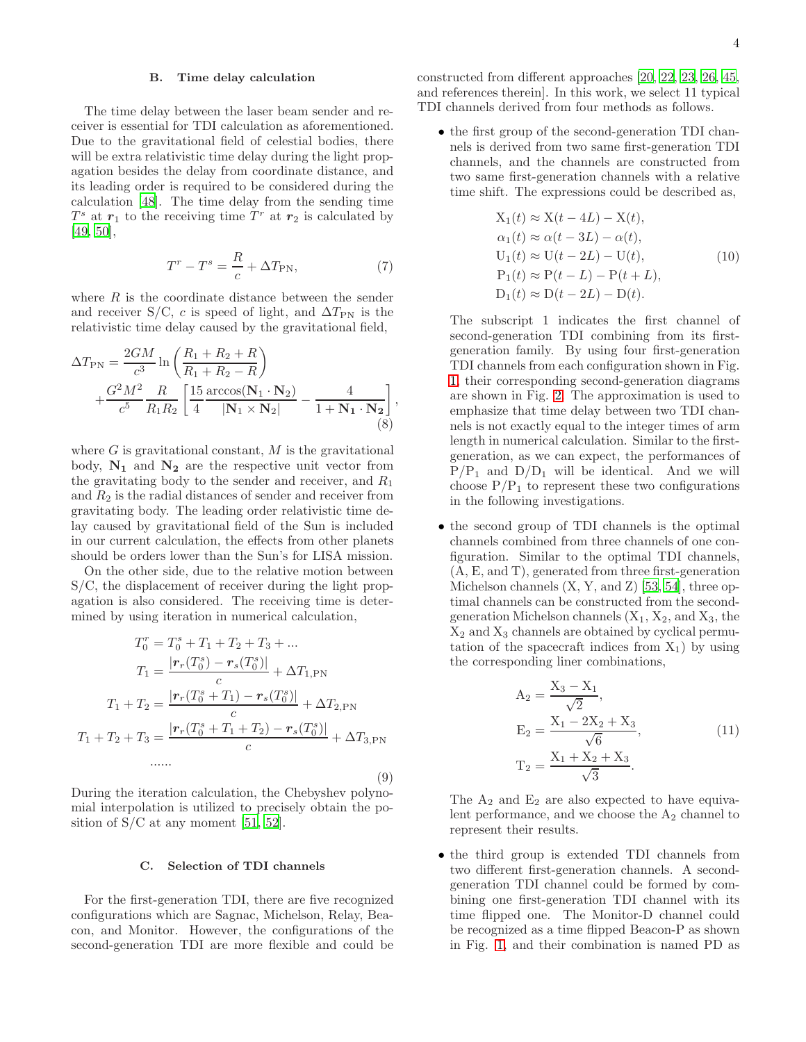### B. Time delay calculation

The time delay between the laser beam sender and receiver is essential for TDI calculation as aforementioned. Due to the gravitational field of celestial bodies, there will be extra relativistic time delay during the light propagation besides the delay from coordinate distance, and its leading order is required to be considered during the calculation [48]. The time delay from the sending time $T^s$ at $\boldsymbol{r}_1$ to the receiving time $T^r$ at $\boldsymbol{r}_2$ is calculated by [49, 50],

$$T^r - T^s = \frac{R}{c} + \Delta T_{\rm PN}, \tag{7}$$

where $R$ is the coordinate distance between the sender and receiver S/C, $c$ is speed of light, and $\Delta T_{\rm PN}$ is the relativistic time delay caused by the gravitational field,

$$\Delta T_{\rm PN} = \frac{2GM}{c^3} \ln\left(\frac{R_1 + R_2 + R}{R_1 + R_2 - R}\right) + \frac{G^2 M^2}{c^5} \frac{R}{R_1 R_2}\left[\frac{15}{4}\frac{\arccos(\mathbf{N}_1 \cdot \mathbf{N}_2)}{|\mathbf{N}_1 \times \mathbf{N}_2|} - \frac{4}{1 + \mathbf{N_1} \cdot \mathbf{N_2}}\right], \tag{8}$$

where $G$ is gravitational constant, $M$ is the gravitational body, $\mathbf{N_1}$ and $\mathbf{N_2}$ are the respective unit vector from the gravitating body to the sender and receiver, and $R_1$ and $R_2$ is the radial distances of sender and receiver from gravitating body. The leading order relativistic time delay caused by gravitational field of the Sun is included in our current calculation, the effects from other planets should be orders lower than the Sun's for LISA mission.

On the other side, due to the relative motion between S/C, the displacement of receiver during the light propagation is also considered. The receiving time is determined by using iteration in numerical calculation,

$$\begin{aligned}
T^r_0 &= T^s_0 + T_1 + T_2 + T_3 + ... \\
T_1 &= \frac{|\boldsymbol{r}_r(T^s_0) - \boldsymbol{r}_s(T^s_0)|}{c} + \Delta T_{1,\rm PN} \\
T_1 + T_2 &= \frac{|\boldsymbol{r}_r(T^s_0 + T_1) - \boldsymbol{r}_s(T^s_0)|}{c} + \Delta T_{2,\rm PN} \\
T_1 + T_2 + T_3 &= \frac{|\boldsymbol{r}_r(T^s_0 + T_1 + T_2) - \boldsymbol{r}_s(T^s_0)|}{c} + \Delta T_{3,\rm PN} \\
&......
\end{aligned} \tag{9}$$

During the iteration calculation, the Chebyshev polynomial interpolation is utilized to precisely obtain the position of S/C at any moment [51, 52].

### C. Selection of TDI channels

For the first-generation TDI, there are five recognized configurations which are Sagnac, Michelson, Relay, Beacon, and Monitor. However, the configurations of the second-generation TDI are more flexible and could be constructed from different approaches [20, 22, 23, 26, 45, and references therein]. In this work, we select 11 typical TDI channels derived from four methods as follows.

- the first group of the second-generation TDI channels is derived from two same first-generation TDI channels, and the channels are constructed from two same first-generation channels with a relative time shift. The expressions could be described as,

$$\begin{aligned}
\mathrm{X}_1(t) &\approx \mathrm{X}(t - 4L) - \mathrm{X}(t), \\
\alpha_1(t) &\approx \alpha(t - 3L) - \alpha(t), \\
\mathrm{U}_1(t) &\approx \mathrm{U}(t - 2L) - \mathrm{U}(t), \\
\mathrm{P}_1(t) &\approx \mathrm{P}(t - L) - \mathrm{P}(t + L), \\
\mathrm{D}_1(t) &\approx \mathrm{D}(t - 2L) - \mathrm{D}(t).
\end{aligned} \tag{10}$$

  The subscript 1 indicates the first channel of second-generation TDI combining from its first-generation family. By using four first-generation TDI channels from each configuration shown in Fig. 1, their corresponding second-generation diagrams are shown in Fig. 2. The approximation is used to emphasize that time delay between two TDI channels is not exactly equal to the integer times of arm length in numerical calculation. Similar to the first-generation, as we can expect, the performances of $\mathrm{P}/\mathrm{P}_1$ and $\mathrm{D}/\mathrm{D}_1$ will be identical. And we will choose $\mathrm{P}/\mathrm{P}_1$ to represent these two configurations in the following investigations.

- the second group of TDI channels is the optimal channels combined from three channels of one configuration. Similar to the optimal TDI channels, (A, E, and T), generated from three first-generation Michelson channels (X, Y, and Z) [53, 54], three optimal channels can be constructed from the second-generation Michelson channels ($\mathrm{X}_1$, $\mathrm{X}_2$, and $\mathrm{X}_3$, the $\mathrm{X}_2$ and $\mathrm{X}_3$ channels are obtained by cyclical permutation of the spacecraft indices from $\mathrm{X}_1$) by using the corresponding liner combinations,

$$\begin{aligned}
\mathrm{A}_2 &= \frac{\mathrm{X}_3 - \mathrm{X}_1}{\sqrt{2}}, \\
\mathrm{E}_2 &= \frac{\mathrm{X}_1 - 2\mathrm{X}_2 + \mathrm{X}_3}{\sqrt{6}}, \\
\mathrm{T}_2 &= \frac{\mathrm{X}_1 + \mathrm{X}_2 + \mathrm{X}_3}{\sqrt{3}}.
\end{aligned} \tag{11}$$

  The $\mathrm{A}_2$ and $\mathrm{E}_2$ are also expected to have equivalent performance, and we choose the $\mathrm{A}_2$ channel to represent their results.

- the third group is extended TDI channels from two different first-generation channels. A second-generation TDI channel could be formed by combining one first-generation TDI channel with its time flipped one. The Monitor-D channel could be recognized as a time flipped Beacon-P as shown in Fig. 1, and their combination is named PD as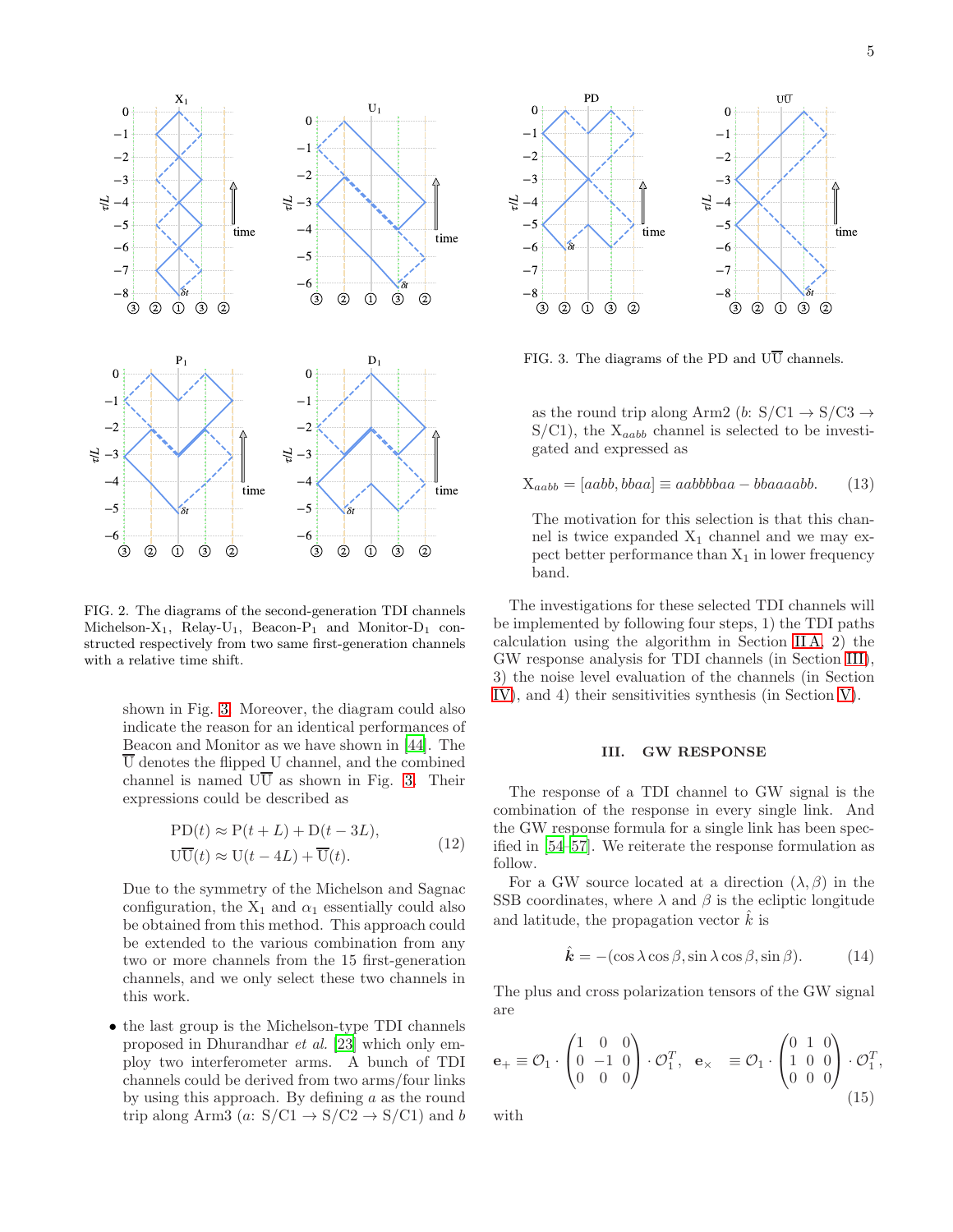FIG. 2. The diagrams of the second-generation TDI channels Michelson-$X_1$, Relay-$U_1$, Beacon-$P_1$ and Monitor-$D_1$ constructed respectively from two same first-generation channels with a relative time shift.

FIG. 3. The diagrams of the PD and $U\overline{U}$ channels.

shown in Fig. 3. Moreover, the diagram could also indicate the reason for an identical performances of Beacon and Monitor as we have shown in [44]. The $\overline{U}$ denotes the flipped U channel, and the combined channel is named $U\overline{U}$ as shown in Fig. 3. Their expressions could be described as

$$
\begin{aligned}
\mathrm{PD}(t) &\approx \mathrm{P}(t+L) + \mathrm{D}(t-3L), \\
\mathrm{U\overline{U}}(t) &\approx \mathrm{U}(t-4L) + \overline{\mathrm{U}}(t).
\end{aligned} \tag{12}
$$

Due to the symmetry of the Michelson and Sagnac configuration, the $X_1$ and $\alpha_1$ essentially could also be obtained from this method. This approach could be extended to the various combination from any two or more channels from the 15 first-generation channels, and we only select these two channels in this work.

- the last group is the Michelson-type TDI channels proposed in Dhurandhar *et al.* [23] which only employ two interferometer arms. A bunch of TDI channels could be derived from two arms/four links by using this approach. By defining $a$ as the round trip along Arm3 ($a$: S/C1 → S/C2 → S/C1) and $b$ as the round trip along Arm2 ($b$: S/C1 → S/C3 → S/C1), the $X_{aabb}$ channel is selected to be investigated and expressed as

$$
\mathrm{X}_{aabb} = [aabb, bbaa] \equiv aabbbbaa - bbaaaabb. \tag{13}
$$

The motivation for this selection is that this channel is twice expanded $X_1$ channel and we may expect better performance than $X_1$ in lower frequency band.

The investigations for these selected TDI channels will be implemented by following four steps, 1) the TDI paths calculation using the algorithm in Section II A, 2) the GW response analysis for TDI channels (in Section III), 3) the noise level evaluation of the channels (in Section IV), and 4) their sensitivities synthesis (in Section V).

## III. GW RESPONSE

The response of a TDI channel to GW signal is the combination of the response in every single link. And the GW response formula for a single link has been specified in [54–57]. We reiterate the response formulation as follow.

For a GW source located at a direction $(\lambda, \beta)$ in the SSB coordinates, where $\lambda$ and $\beta$ is the ecliptic longitude and latitude, the propagation vector $\hat{k}$ is

$$
\hat{\boldsymbol{k}} = -(\cos\lambda\cos\beta, \sin\lambda\cos\beta, \sin\beta). \tag{14}
$$

The plus and cross polarization tensors of the GW signal are

$$
\mathbf{e}_{+} \equiv \mathcal{O}_1 \cdot \begin{pmatrix} 1 & 0 & 0 \\ 0 & -1 & 0 \\ 0 & 0 & 0 \end{pmatrix} \cdot \mathcal{O}_1^T, \quad \mathbf{e}_{\times} \equiv \mathcal{O}_1 \cdot \begin{pmatrix} 0 & 1 & 0 \\ 1 & 0 & 0 \\ 0 & 0 & 0 \end{pmatrix} \cdot \mathcal{O}_1^T, \tag{15}
$$

with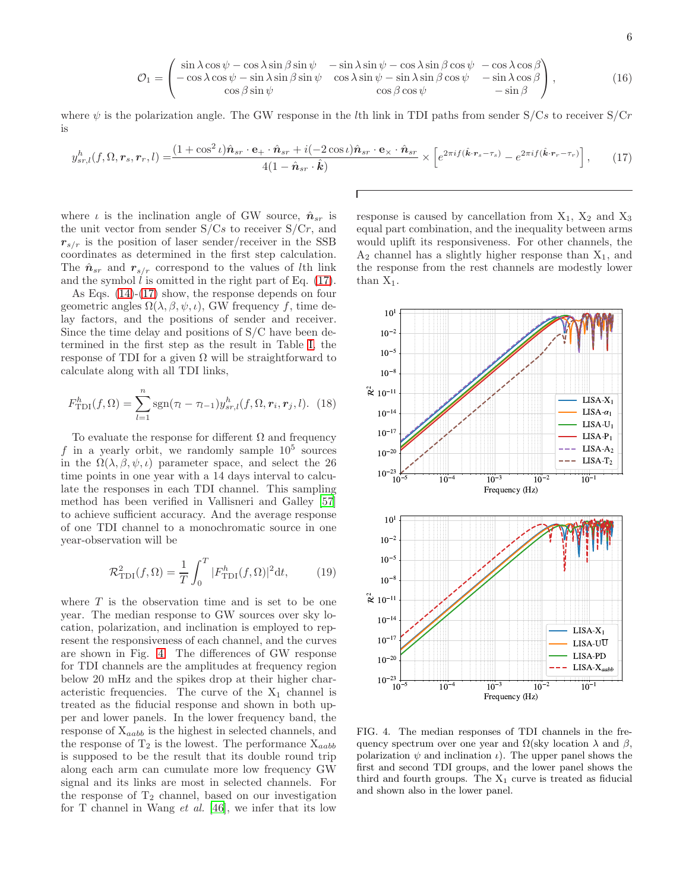$$\mathcal{O}_1 = \begin{pmatrix} \sin\lambda\cos\psi - \cos\lambda\sin\beta\sin\psi & -\sin\lambda\sin\psi - \cos\lambda\sin\beta\cos\psi & -\cos\lambda\cos\beta \\ -\cos\lambda\cos\psi - \sin\lambda\sin\beta\sin\psi & \cos\lambda\sin\psi - \sin\lambda\sin\beta\cos\psi & -\sin\lambda\cos\beta \\ \cos\beta\sin\psi & \cos\beta\cos\psi & -\sin\beta \end{pmatrix}, \tag{16}$$

where $\psi$ is the polarization angle. The GW response in the $l$th link in TDI paths from sender S/C$s$ to receiver S/C$r$ is

$$y^h_{sr,l}(f,\Omega,\boldsymbol{r}_s,\boldsymbol{r}_r,l) = \frac{(1+\cos^2\iota)\hat{\boldsymbol{n}}_{sr}\cdot\mathbf{e}_+\cdot\hat{\boldsymbol{n}}_{sr} + i(-2\cos\iota)\hat{\boldsymbol{n}}_{sr}\cdot\mathbf{e}_\times\cdot\hat{\boldsymbol{n}}_{sr}}{4(1-\hat{\boldsymbol{n}}_{sr}\cdot\hat{\boldsymbol{k}})} \times \left[e^{2\pi i f(\hat{\boldsymbol{k}}\cdot\boldsymbol{r}_s - \tau_s)} - e^{2\pi i f(\hat{\boldsymbol{k}}\cdot\boldsymbol{r}_r - \tau_r)}\right], \tag{17}$$

where $\iota$ is the inclination angle of GW source, $\hat{\boldsymbol{n}}_{sr}$ is the unit vector from sender S/C$s$ to receiver S/C$r$, and $\boldsymbol{r}_{s/r}$ is the position of laser sender/receiver in the SSB coordinates as determined in the first step calculation. The $\hat{\boldsymbol{n}}_{sr}$ and $\boldsymbol{r}_{s/r}$ correspond to the values of $l$th link and the symbol $l$ is omitted in the right part of Eq. (17).

As Eqs. (14)-(17) show, the response depends on four geometric angles $\Omega(\lambda,\beta,\psi,\iota)$, GW frequency $f$, time delay factors, and the positions of sender and receiver. Since the time delay and positions of S/C have been determined in the first step as the result in Table I, the response of TDI for a given $\Omega$ will be straightforward to calculate along with all TDI links,

$$F^h_{\rm TDI}(f,\Omega) = \sum_{l=1}^{n} {\rm sgn}(\tau_l - \tau_{l-1}) y^h_{sr,l}(f,\Omega,\boldsymbol{r}_i,\boldsymbol{r}_j,l). \tag{18}$$

To evaluate the response for different $\Omega$ and frequency $f$ in a yearly orbit, we randomly sample $10^5$ sources in the $\Omega(\lambda,\beta,\psi,\iota)$ parameter space, and select the 26 time points in one year with a 14 days interval to calculate the responses in each TDI channel. This sampling method has been verified in Vallisneri and Galley [57] to achieve sufficient accuracy. And the average response of one TDI channel to a monochromatic source in one year-observation will be

$$\mathcal{R}^2_{\rm TDI}(f,\Omega) = \frac{1}{T}\int_0^T |F^h_{\rm TDI}(f,\Omega)|^2 {\rm d}t, \tag{19}$$

where $T$ is the observation time and is set to be one year. The median response to GW sources over sky location, polarization, and inclination is employed to represent the responsiveness of each channel, and the curves are shown in Fig. 4. The differences of GW response for TDI channels are the amplitudes at frequency region below 20 mHz and the spikes drop at their higher characteristic frequencies. The curve of the $X_1$ channel is treated as the fiducial response and shown in both upper and lower panels. In the lower frequency band, the response of $X_{aabb}$ is the highest in selected channels, and the response of $T_2$ is the lowest. The performance $X_{aabb}$ is supposed to be the result that its double round trip along each arm can cumulate more low frequency GW signal and its links are most in selected channels. For the response of $T_2$ channel, based on our investigation for T channel in Wang *et al.* [46], we infer that its low response is caused by cancellation from $X_1$, $X_2$ and $X_3$ equal part combination, and the inequality between arms would uplift its responsiveness. For other channels, the $A_2$ channel has a slightly higher response than $X_1$, and the response from the rest channels are modestly lower than $X_1$.

FIG. 4. The median responses of TDI channels in the frequency spectrum over one year and $\Omega$(sky location $\lambda$ and $\beta$, polarization $\psi$ and inclination $\iota$). The upper panel shows the first and second TDI groups, and the lower panel shows the third and fourth groups. The $X_1$ curve is treated as fiducial and shown also in the lower panel.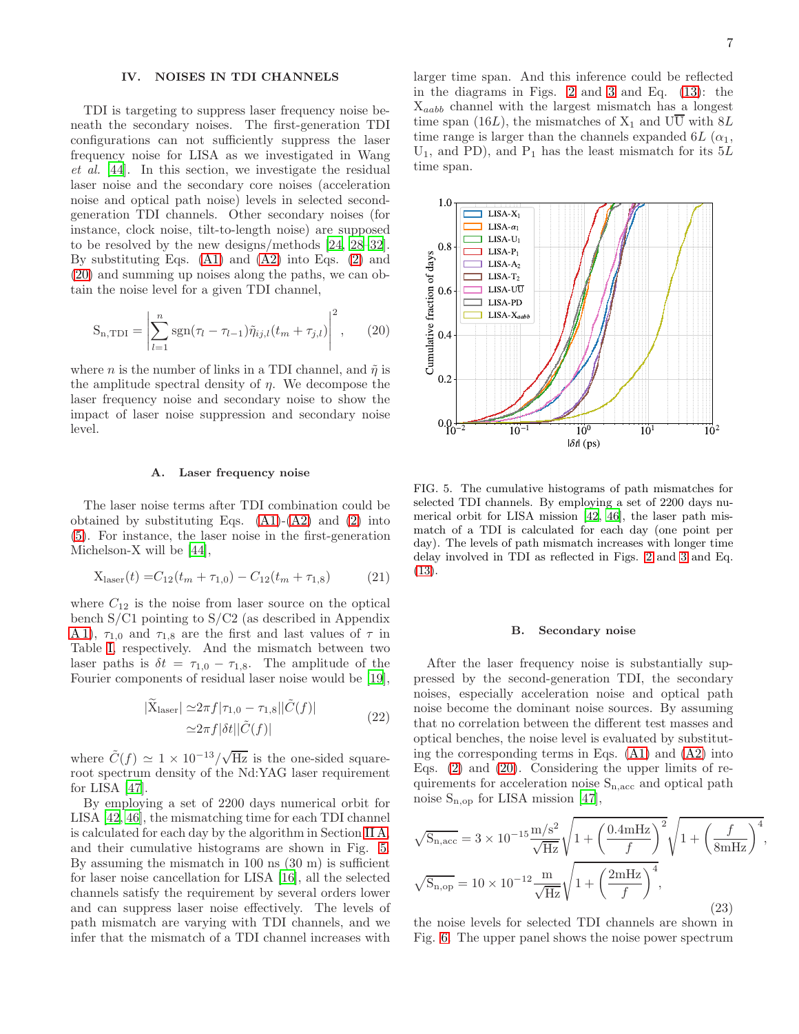## IV. NOISES IN TDI CHANNELS

TDI is targeting to suppress laser frequency noise beneath the secondary noises. The first-generation TDI configurations can not sufficiently suppress the laser frequency noise for LISA as we investigated in Wang *et al.* [44]. In this section, we investigate the residual laser noise and the secondary core noises (acceleration noise and optical path noise) levels in selected second-generation TDI channels. Other secondary noises (for instance, clock noise, tilt-to-length noise) are supposed to be resolved by the new designs/methods [24, 28–32]. By substituting Eqs. (A1) and (A2) into Eqs. (2) and (20) and summing up noises along the paths, we can obtain the noise level for a given TDI channel,

$$
\mathrm{S_{n,TDI}} = \left| \sum_{l=1}^{n} \mathrm{sgn}(\tau_l - \tau_{l-1}) \tilde{\eta}_{ij,l}(t_m + \tau_{j,l}) \right|^2, \tag{20}
$$

where $n$ is the number of links in a TDI channel, and $\tilde{\eta}$ is the amplitude spectral density of $\eta$. We decompose the laser frequency noise and secondary noise to show the impact of laser noise suppression and secondary noise level.

### A. Laser frequency noise

The laser noise terms after TDI combination could be obtained by substituting Eqs. (A1)-(A2) and (2) into (5). For instance, the laser noise in the first-generation Michelson-X will be [44],

$$
\mathrm{X_{laser}}(t) = C_{12}(t_m + \tau_{1,0}) - C_{12}(t_m + \tau_{1,8}) \tag{21}
$$

where $C_{12}$ is the noise from laser source on the optical bench S/C1 pointing to S/C2 (as described in Appendix A 1), $\tau_{1,0}$ and $\tau_{1,8}$ are the first and last values of $\tau$ in Table I, respectively. And the mismatch between two laser paths is $\delta t = \tau_{1,0} - \tau_{1,8}$. The amplitude of the Fourier components of residual laser noise would be [19],

$$
\begin{aligned}
|\widetilde{\mathrm{X}}_{\mathrm{laser}}| &\simeq 2\pi f |\tau_{1,0} - \tau_{1,8}| |\tilde{C}(f)| \\
&\simeq 2\pi f |\delta t| |\tilde{C}(f)|
\end{aligned} \tag{22}
$$

where $\tilde{C}(f) \simeq 1 \times 10^{-13}/\sqrt{\mathrm{Hz}}$ is the one-sided square-root spectrum density of the Nd:YAG laser requirement for LISA [47].

By employing a set of 2200 days numerical orbit for LISA [42, 46], the mismatching time for each TDI channel is calculated for each day by the algorithm in Section II A, and their cumulative histograms are shown in Fig. 5. By assuming the mismatch in 100 ns (30 m) is sufficient for laser noise cancellation for LISA [16], all the selected channels satisfy the requirement by several orders lower and can suppress laser noise effectively. The levels of path mismatch are varying with TDI channels, and we infer that the mismatch of a TDI channel increases with larger time span. And this inference could be reflected in the diagrams in Figs. 2 and 3 and Eq. (13): the $\mathrm{X}_{aabb}$ channel with the largest mismatch has a longest time span ($16L$), the mismatches of $\mathrm{X}_1$ and $\mathrm{U\overline{U}}$ with $8L$ time range is larger than the channels expanded $6L$ ($\alpha_1$, $\mathrm{U}_1$, and PD), and $\mathrm{P}_1$ has the least mismatch for its $5L$ time span.

FIG. 5. The cumulative histograms of path mismatches for selected TDI channels. By employing a set of 2200 days numerical orbit for LISA mission [42, 46], the laser path mismatch of a TDI is calculated for each day (one point per day). The levels of path mismatch increases with longer time delay involved in TDI as reflected in Figs. 2 and 3 and Eq. (13).

### B. Secondary noise

After the laser frequency noise is substantially suppressed by the second-generation TDI, the secondary noises, especially acceleration noise and optical path noise become the dominant noise sources. By assuming that no correlation between the different test masses and optical benches, the noise level is evaluated by substituting the corresponding terms in Eqs. (A1) and (A2) into Eqs. (2) and (20). Considering the upper limits of requirements for acceleration noise $\mathrm{S_{n,acc}}$ and optical path noise $\mathrm{S_{n,op}}$ for LISA mission [47],

$$
\begin{aligned}
\sqrt{\mathrm{S_{n,acc}}} &= 3 \times 10^{-15} \frac{\mathrm{m/s^2}}{\sqrt{\mathrm{Hz}}} \sqrt{1 + \left(\frac{0.4\mathrm{mHz}}{f}\right)^2} \sqrt{1 + \left(\frac{f}{8\mathrm{mHz}}\right)^4}, \\
\sqrt{\mathrm{S_{n,op}}} &= 10 \times 10^{-12} \frac{\mathrm{m}}{\sqrt{\mathrm{Hz}}} \sqrt{1 + \left(\frac{2\mathrm{mHz}}{f}\right)^4},
\end{aligned} \tag{23}
$$

the noise levels for selected TDI channels are shown in Fig. 6. The upper panel shows the noise power spectrum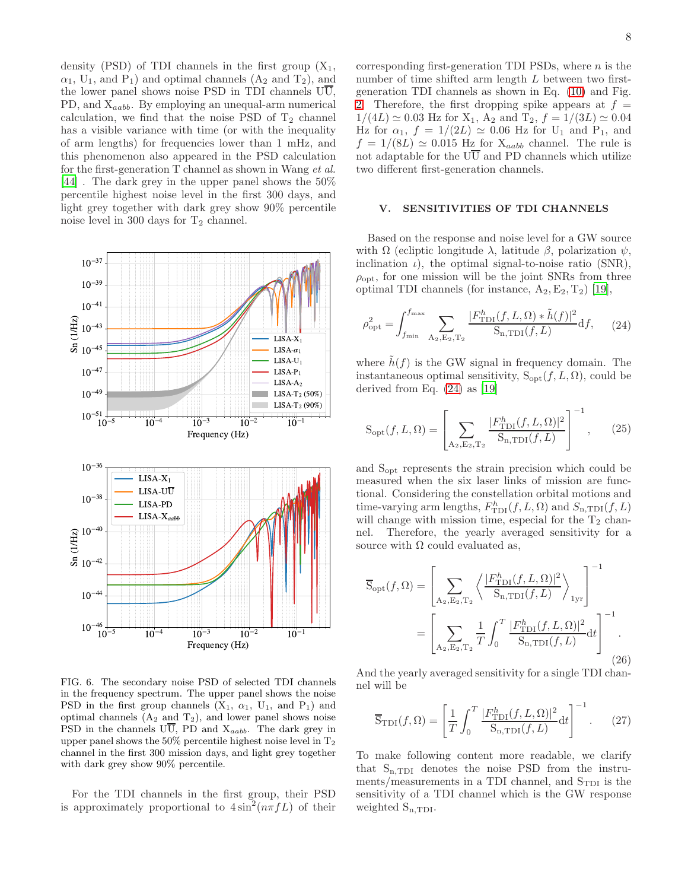density (PSD) of TDI channels in the first group ($X_1$, $\alpha_1$, $U_1$, and $P_1$) and optimal channels ($A_2$ and $T_2$), and the lower panel shows noise PSD in TDI channels $U\overline{U}$, PD, and $X_{aabb}$. By employing an unequal-arm numerical calculation, we find that the noise PSD of $T_2$ channel has a visible variance with time (or with the inequality of arm lengths) for frequencies lower than 1 mHz, and this phenomenon also appeared in the PSD calculation for the first-generation T channel as shown in Wang *et al.* [44] . The dark grey in the upper panel shows the 50% percentile highest noise level in the first 300 days, and light grey together with dark grey show 90% percentile noise level in 300 days for $T_2$ channel.

FIG. 6. The secondary noise PSD of selected TDI channels in the frequency spectrum. The upper panel shows the noise PSD in the first group channels ($X_1$, $\alpha_1$, $U_1$, and $P_1$) and optimal channels ($A_2$ and $T_2$), and lower panel shows noise PSD in the channels $U\overline{U}$, PD and $X_{aabb}$. The dark grey in upper panel shows the 50% percentile highest noise level in $T_2$ channel in the first 300 mission days, and light grey together with dark grey show 90% percentile.

For the TDI channels in the first group, their PSD is approximately proportional to $4\sin^2(n\pi f L)$ of their corresponding first-generation TDI PSDs, where $n$ is the number of time shifted arm length $L$ between two first-generation TDI channels as shown in Eq. (10) and Fig. 2. Therefore, the first dropping spike appears at $f = 1/(4L) \simeq 0.03$ Hz for $X_1$, $A_2$ and $T_2$, $f = 1/(3L) \simeq 0.04$ Hz for $\alpha_1$, $f = 1/(2L) \simeq 0.06$ Hz for $U_1$ and $P_1$, and $f = 1/(8L) \simeq 0.015$ Hz for $X_{aabb}$ channel. The rule is not adaptable for the $U\overline{U}$ and PD channels which utilize two different first-generation channels.

## V. SENSITIVITIES OF TDI CHANNELS

Based on the response and noise level for a GW source with $\Omega$ (ecliptic longitude $\lambda$, latitude $\beta$, polarization $\psi$, inclination $\iota$), the optimal signal-to-noise ratio (SNR), $\rho_{\rm opt}$, for one mission will be the joint SNRs from three optimal TDI channels (for instance, $A_2, E_2, T_2$) [19],

$$\rho^2_{\rm opt} = \int_{f_{\rm min}}^{f_{\rm max}} \sum_{A_2,E_2,T_2} \frac{|F^h_{\rm TDI}(f,L,\Omega) * \tilde{h}(f)|^2}{S_{\rm n,TDI}(f,L)} {\rm d}f, \qquad (24)$$

where $\tilde{h}(f)$ is the GW signal in frequency domain. The instantaneous optimal sensitivity, $S_{\rm opt}(f,L,\Omega)$, could be derived from Eq. (24) as [19]

$$S_{\rm opt}(f,L,\Omega) = \left[ \sum_{A_2,E_2,T_2} \frac{|F^h_{\rm TDI}(f,L,\Omega)|^2}{S_{\rm n,TDI}(f,L)} \right]^{-1}, \qquad (25)$$

and $S_{\rm opt}$ represents the strain precision which could be measured when the six laser links of mission are functional. Considering the constellation orbital motions and time-varying arm lengths, $F^h_{\rm TDI}(f,L,\Omega)$ and $S_{\rm n,TDI}(f,L)$ will change with mission time, especial for the $T_2$ channel. Therefore, the yearly averaged sensitivity for a source with $\Omega$ could evaluated as,

$$\begin{aligned} \overline{S}_{\rm opt}(f,\Omega) &= \left[ \sum_{A_2,E_2,T_2} \left\langle \frac{|F^h_{\rm TDI}(f,L,\Omega)|^2}{S_{\rm n,TDI}(f,L)} \right\rangle_{\rm 1yr} \right]^{-1} \\ &= \left[ \sum_{A_2,E_2,T_2} \frac{1}{T} \int_0^T \frac{|F^h_{\rm TDI}(f,L,\Omega)|^2}{S_{\rm n,TDI}(f,L)} {\rm d}t \right]^{-1}. \end{aligned} \qquad (26)$$

And the yearly averaged sensitivity for a single TDI channel will be

$$\overline{S}_{\rm TDI}(f,\Omega) = \left[ \frac{1}{T} \int_0^T \frac{|F^h_{\rm TDI}(f,L,\Omega)|^2}{S_{\rm n,TDI}(f,L)} {\rm d}t \right]^{-1}. \qquad (27)$$

To make following content more readable, we clarify that $S_{\rm n,TDI}$ denotes the noise PSD from the instruments/measurements in a TDI channel, and $S_{\rm TDI}$ is the sensitivity of a TDI channel which is the GW response weighted $S_{\rm n,TDI}$.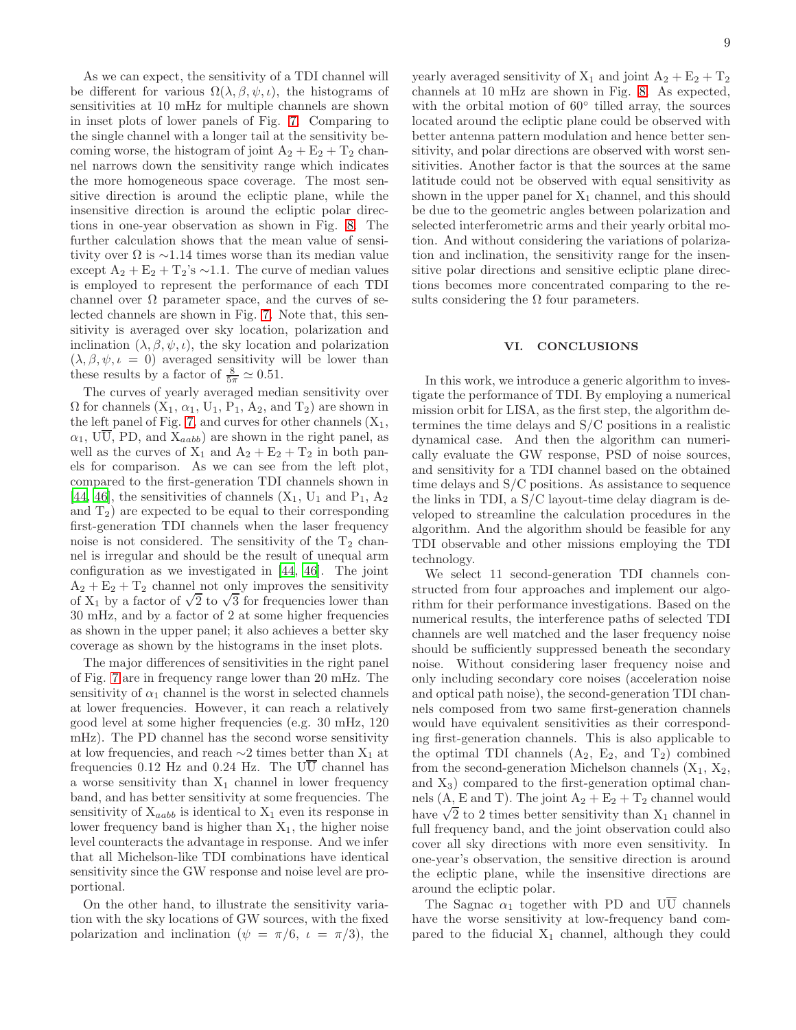As we can expect, the sensitivity of a TDI channel will be different for various $\Omega(\lambda, \beta, \psi, \iota)$, the histograms of sensitivities at 10 mHz for multiple channels are shown in inset plots of lower panels of Fig. 7. Comparing to the single channel with a longer tail at the sensitivity becoming worse, the histogram of joint $A_2 + E_2 + T_2$ channel narrows down the sensitivity range which indicates the more homogeneous space coverage. The most sensitive direction is around the ecliptic plane, while the insensitive direction is around the ecliptic polar directions in one-year observation as shown in Fig. 8. The further calculation shows that the mean value of sensitivity over $\Omega$ is $\sim$1.14 times worse than its median value except $A_2 + E_2 + T_2$'s $\sim$1.1. The curve of median values is employed to represent the performance of each TDI channel over $\Omega$ parameter space, and the curves of selected channels are shown in Fig. 7. Note that, this sensitivity is averaged over sky location, polarization and inclination $(\lambda, \beta, \psi, \iota)$, the sky location and polarization $(\lambda, \beta, \psi, \iota = 0)$ averaged sensitivity will be lower than these results by a factor of $\frac{8}{5\pi} \simeq 0.51$.

The curves of yearly averaged median sensitivity over $\Omega$ for channels ($X_1$, $\alpha_1$, $U_1$, $P_1$, $A_2$, and $T_2$) are shown in the left panel of Fig. 7, and curves for other channels ($X_1$, $\alpha_1$, $U\overline{U}$, PD, and $X_{aabb}$) are shown in the right panel, as well as the curves of $X_1$ and $A_2 + E_2 + T_2$ in both panels for comparison. As we can see from the left plot, compared to the first-generation TDI channels shown in [44, 46], the sensitivities of channels ($X_1$, $U_1$ and $P_1$, $A_2$ and $T_2$) are expected to be equal to their corresponding first-generation TDI channels when the laser frequency noise is not considered. The sensitivity of the $T_2$ channel is irregular and should be the result of unequal arm configuration as we investigated in [44, 46]. The joint $A_2 + E_2 + T_2$ channel not only improves the sensitivity of $X_1$ by a factor of $\sqrt{2}$ to $\sqrt{3}$ for frequencies lower than 30 mHz, and by a factor of 2 at some higher frequencies as shown in the upper panel; it also achieves a better sky coverage as shown by the histograms in the inset plots.

The major differences of sensitivities in the right panel of Fig. 7 are in frequency range lower than 20 mHz. The sensitivity of $\alpha_1$ channel is the worst in selected channels at lower frequencies. However, it can reach a relatively good level at some higher frequencies (e.g. 30 mHz, 120 mHz). The PD channel has the second worse sensitivity at low frequencies, and reach $\sim$2 times better than $X_1$ at frequencies 0.12 Hz and 0.24 Hz. The $U\overline{U}$ channel has a worse sensitivity than $X_1$ channel in lower frequency band, and has better sensitivity at some frequencies. The sensitivity of $X_{aabb}$ is identical to $X_1$ even its response in lower frequency band is higher than $X_1$, the higher noise level counteracts the advantage in response. And we infer that all Michelson-like TDI combinations have identical sensitivity since the GW response and noise level are proportional.

On the other hand, to illustrate the sensitivity variation with the sky locations of GW sources, with the fixed polarization and inclination ($\psi = \pi/6$, $\iota = \pi/3$), the yearly averaged sensitivity of $X_1$ and joint $A_2 + E_2 + T_2$ channels at 10 mHz are shown in Fig. 8. As expected, with the orbital motion of 60° tilled array, the sources located around the ecliptic plane could be observed with better antenna pattern modulation and hence better sensitivity, and polar directions are observed with worst sensitivities. Another factor is that the sources at the same latitude could not be observed with equal sensitivity as shown in the upper panel for $X_1$ channel, and this should be due to the geometric angles between polarization and selected interferometric arms and their yearly orbital motion. And without considering the variations of polarization and inclination, the sensitivity range for the insensitive polar directions and sensitive ecliptic plane directions becomes more concentrated comparing to the results considering the $\Omega$ four parameters.

## VI. CONCLUSIONS

In this work, we introduce a generic algorithm to investigate the performance of TDI. By employing a numerical mission orbit for LISA, as the first step, the algorithm determines the time delays and S/C positions in a realistic dynamical case. And then the algorithm can numerically evaluate the GW response, PSD of noise sources, and sensitivity for a TDI channel based on the obtained time delays and S/C positions. As assistance to sequence the links in TDI, a S/C layout-time delay diagram is developed to streamline the calculation procedures in the algorithm. And the algorithm should be feasible for any TDI observable and other missions employing the TDI technology.

We select 11 second-generation TDI channels constructed from four approaches and implement our algorithm for their performance investigations. Based on the numerical results, the interference paths of selected TDI channels are well matched and the laser frequency noise should be sufficiently suppressed beneath the secondary noise. Without considering laser frequency noise and only including secondary core noises (acceleration noise and optical path noise), the second-generation TDI channels composed from two same first-generation channels would have equivalent sensitivities as their corresponding first-generation channels. This is also applicable to the optimal TDI channels ($A_2$, $E_2$, and $T_2$) combined from the second-generation Michelson channels ($X_1$, $X_2$, and $X_3$) compared to the first-generation optimal channels (A, E and T). The joint $A_2 + E_2 + T_2$ channel would have $\sqrt{2}$ to 2 times better sensitivity than $X_1$ channel in full frequency band, and the joint observation could also cover all sky directions with more even sensitivity. In one-year's observation, the sensitive direction is around the ecliptic plane, while the insensitive directions are around the ecliptic polar.

The Sagnac $\alpha_1$ together with PD and $U\overline{U}$ channels have the worse sensitivity at low-frequency band compared to the fiducial $X_1$ channel, although they could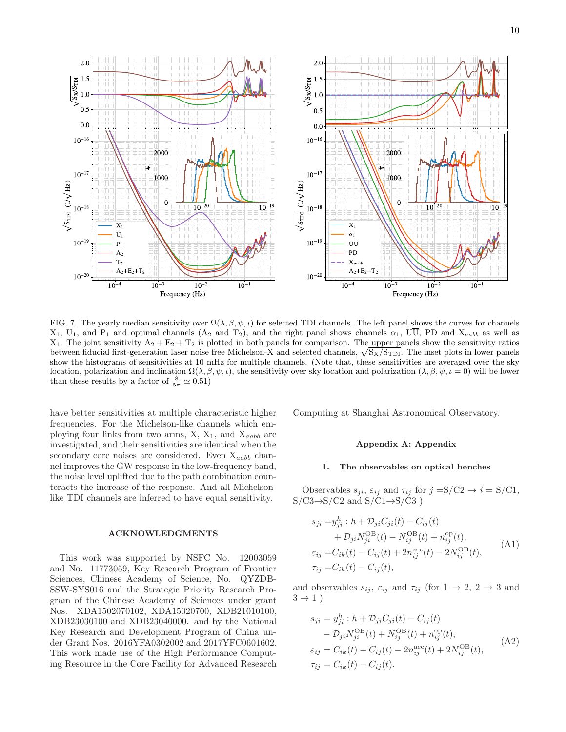FIG. 7. The yearly median sensitivity over $\Omega(\lambda, \beta, \psi, \iota)$ for selected TDI channels. The left panel shows the curves for channels $X_1$, $U_1$, and $P_1$ and optimal channels ($A_2$ and $T_2$), and the right panel shows channels $\alpha_1$, $U\overline{U}$, PD and $X_{aabb}$ as well as $X_1$. The joint sensitivity $A_2 + E_2 + T_2$ is plotted in both panels for comparison. The upper panels show the sensitivity ratios between fiducial first-generation laser noise free Michelson-X and selected channels, $\sqrt{S_X/S_{TDI}}$. The inset plots in lower panels show the histograms of sensitivities at 10 mHz for multiple channels. (Note that, these sensitivities are averaged over the sky location, polarization and inclination $\Omega(\lambda, \beta, \psi, \iota)$, the sensitivity over sky location and polarization $(\lambda, \beta, \psi, \iota = 0)$ will be lower than these results by a factor of $\frac{8}{5\pi} \simeq 0.51$)

have better sensitivities at multiple characteristic higher frequencies. For the Michelson-like channels which employing four links from two arms, X, $X_1$, and $X_{aabb}$ are investigated, and their sensitivities are identical when the secondary core noises are considered. Even $X_{aabb}$ channel improves the GW response in the low-frequency band, the noise level uplifted due to the path combination counteracts the increase of the response. And all Michelson-like TDI channels are inferred to have equal sensitivity.

## ACKNOWLEDGMENTS

This work was supported by NSFC No. 12003059 and No. 11773059, Key Research Program of Frontier Sciences, Chinese Academy of Science, No. QYZDB-SSW-SYS016 and the Strategic Priority Research Program of the Chinese Academy of Sciences under grant Nos. XDA1502070102, XDA15020700, XDB21010100, XDB23030100 and XDB23040000. and by the National Key Research and Development Program of China under Grant Nos. 2016YFA0302002 and 2017YFC0601602. This work made use of the High Performance Computing Resource in the Core Facility for Advanced Research Computing at Shanghai Astronomical Observatory.

## Appendix A: Appendix

### 1. The observables on optical benches

Observables $s_{ji}$, $\varepsilon_{ij}$ and $\tau_{ij}$ for $j =$S/C2 $\rightarrow i =$ S/C1, S/C3$\rightarrow$S/C2 and S/C1$\rightarrow$S/C3 )

$$
\begin{aligned}
s_{ji} =& y^h_{ji} : h + \mathcal{D}_{ji} C_{ji}(t) - C_{ij}(t) \\
&+ \mathcal{D}_{ji} N^{\rm OB}_{ji}(t) - N^{\rm OB}_{ij}(t) + n^{\rm op}_{ij}(t), \\
\varepsilon_{ij} =& C_{ik}(t) - C_{ij}(t) + 2 n^{\rm acc}_{ij}(t) - 2 N^{\rm OB}_{ij}(t), \\
\tau_{ij} =& C_{ik}(t) - C_{ij}(t),
\end{aligned}
\tag{A1}
$$

and observables $s_{ij}$, $\varepsilon_{ij}$ and $\tau_{ij}$ (for $1 \rightarrow 2$, $2 \rightarrow 3$ and $3 \rightarrow 1$ )

$$
\begin{aligned}
s_{ji} =& y^h_{ji} : h + \mathcal{D}_{ji} C_{ji}(t) - C_{ij}(t) \\
&- \mathcal{D}_{ji} N^{\rm OB}_{ji}(t) + N^{\rm OB}_{ij}(t) + n^{\rm op}_{ij}(t), \\
\varepsilon_{ij} =& C_{ik}(t) - C_{ij}(t) - 2 n^{\rm acc}_{ij}(t) + 2 N^{\rm OB}_{ij}(t), \\
\tau_{ij} =& C_{ik}(t) - C_{ij}(t).
\end{aligned}
\tag{A2}
$$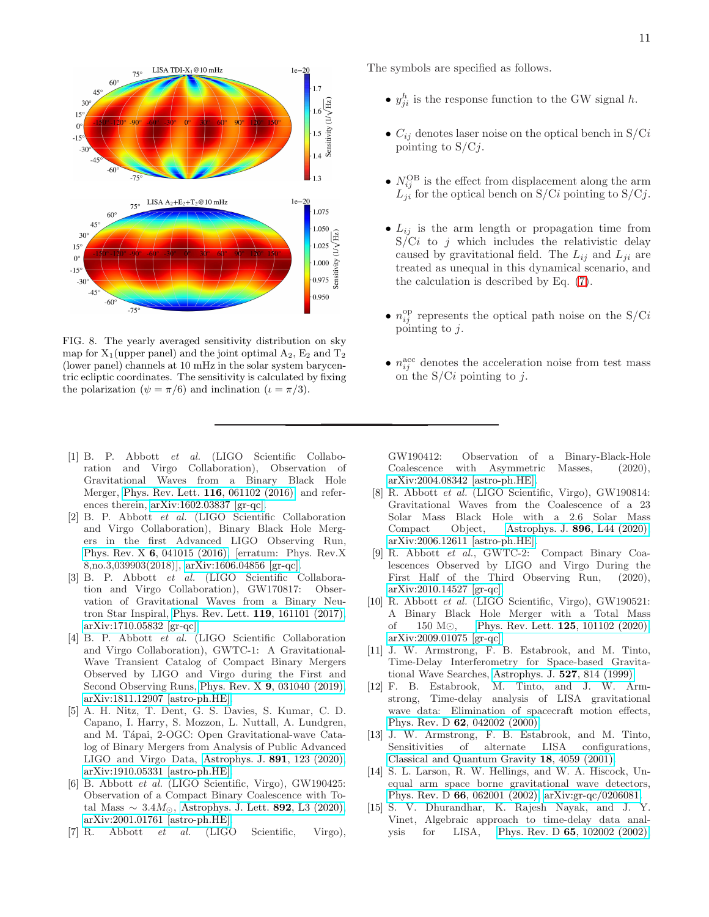FIG. 8. The yearly averaged sensitivity distribution on sky map for $X_1$(upper panel) and the joint optimal $A_2$, $E_2$ and $T_2$ (lower panel) channels at 10 mHz in the solar system barycentric ecliptic coordinates. The sensitivity is calculated by fixing the polarization ($\psi = \pi/6$) and inclination ($\iota = \pi/3$).

The symbols are specified as follows.

- $y^h_{ji}$ is the response function to the GW signal $h$.
- $C_{ij}$ denotes laser noise on the optical bench in S/C$i$ pointing to S/C$j$.
- $N^{\rm OB}_{ij}$ is the effect from displacement along the arm $L_{ji}$ for the optical bench on S/C$i$ pointing to S/C$j$.
- $L_{ij}$ is the arm length or propagation time from S/C$i$ to $j$ which includes the relativistic delay caused by gravitational field. The $L_{ij}$ and $L_{ji}$ are treated as unequal in this dynamical scenario, and the calculation is described by Eq. (7).
- $n^{\rm op}_{ij}$ represents the optical path noise on the S/C$i$ pointing to $j$.
- $n^{\rm acc}_{ij}$ denotes the acceleration noise from test mass on the S/C$i$ pointing to $j$.

---

[1] B. P. Abbott *et al.* (LIGO Scientific Collaboration and Virgo Collaboration), Observation of Gravitational Waves from a Binary Black Hole Merger, Phys. Rev. Lett. **116**, 061102 (2016) and references therein, arXiv:1602.03837 [gr-qc].

[2] B. P. Abbott *et al.* (LIGO Scientific Collaboration and Virgo Collaboration), Binary Black Hole Mergers in the first Advanced LIGO Observing Run, Phys. Rev. X **6**, 041015 (2016), [erratum: Phys. Rev.X 8,no.3,039903(2018)], arXiv:1606.04856 [gr-qc].

[3] B. P. Abbott *et al.* (LIGO Scientific Collaboration and Virgo Collaboration), GW170817: Observation of Gravitational Waves from a Binary Neutron Star Inspiral, Phys. Rev. Lett. **119**, 161101 (2017), arXiv:1710.05832 [gr-qc].

[4] B. P. Abbott *et al.* (LIGO Scientific Collaboration and Virgo Collaboration), GWTC-1: A Gravitational-Wave Transient Catalog of Compact Binary Mergers Observed by LIGO and Virgo during the First and Second Observing Runs, Phys. Rev. X **9**, 031040 (2019), arXiv:1811.12907 [astro-ph.HE].

[5] A. H. Nitz, T. Dent, G. S. Davies, S. Kumar, C. D. Capano, I. Harry, S. Mozzon, L. Nuttall, A. Lundgren, and M. Tápai, 2-OGC: Open Gravitational-wave Catalog of Binary Mergers from Analysis of Public Advanced LIGO and Virgo Data, Astrophys. J. **891**, 123 (2020), arXiv:1910.05331 [astro-ph.HE].

[6] B. Abbott *et al.* (LIGO Scientific, Virgo), GW190425: Observation of a Compact Binary Coalescence with Total Mass $\sim 3.4 M_\odot$, Astrophys. J. Lett. **892**, L3 (2020), arXiv:2001.01761 [astro-ph.HE].

[7] R. Abbott *et al.* (LIGO Scientific, Virgo), GW190412: Observation of a Binary-Black-Hole Coalescence with Asymmetric Masses, (2020), arXiv:2004.08342 [astro-ph.HE].

[8] R. Abbott *et al.* (LIGO Scientific, Virgo), GW190814: Gravitational Waves from the Coalescence of a 23 Solar Mass Black Hole with a 2.6 Solar Mass Compact Object, Astrophys. J. **896**, L44 (2020), arXiv:2006.12611 [astro-ph.HE].

[9] R. Abbott *et al.*, GWTC-2: Compact Binary Coalescences Observed by LIGO and Virgo During the First Half of the Third Observing Run, (2020), arXiv:2010.14527 [gr-qc].

[10] R. Abbott *et al.* (LIGO Scientific, Virgo), GW190521: A Binary Black Hole Merger with a Total Mass of 150 M$\odot$, Phys. Rev. Lett. **125**, 101102 (2020), arXiv:2009.01075 [gr-qc].

[11] J. W. Armstrong, F. B. Estabrook, and M. Tinto, Time-Delay Interferometry for Space-based Gravitational Wave Searches, Astrophys. J. **527**, 814 (1999).

[12] F. B. Estabrook, M. Tinto, and J. W. Armstrong, Time-delay analysis of LISA gravitational wave data: Elimination of spacecraft motion effects, Phys. Rev. D **62**, 042002 (2000).

[13] J. W. Armstrong, F. B. Estabrook, and M. Tinto, Sensitivities of alternate LISA configurations, Classical and Quantum Gravity **18**, 4059 (2001).

[14] S. L. Larson, R. W. Hellings, and W. A. Hiscock, Unequal arm space borne gravitational wave detectors, Phys. Rev. D **66**, 062001 (2002), arXiv:gr-qc/0206081.

[15] S. V. Dhurandhar, K. Rajesh Nayak, and J. Y. Vinet, Algebraic approach to time-delay data analysis for LISA, Phys. Rev. D **65**, 102002 (2002).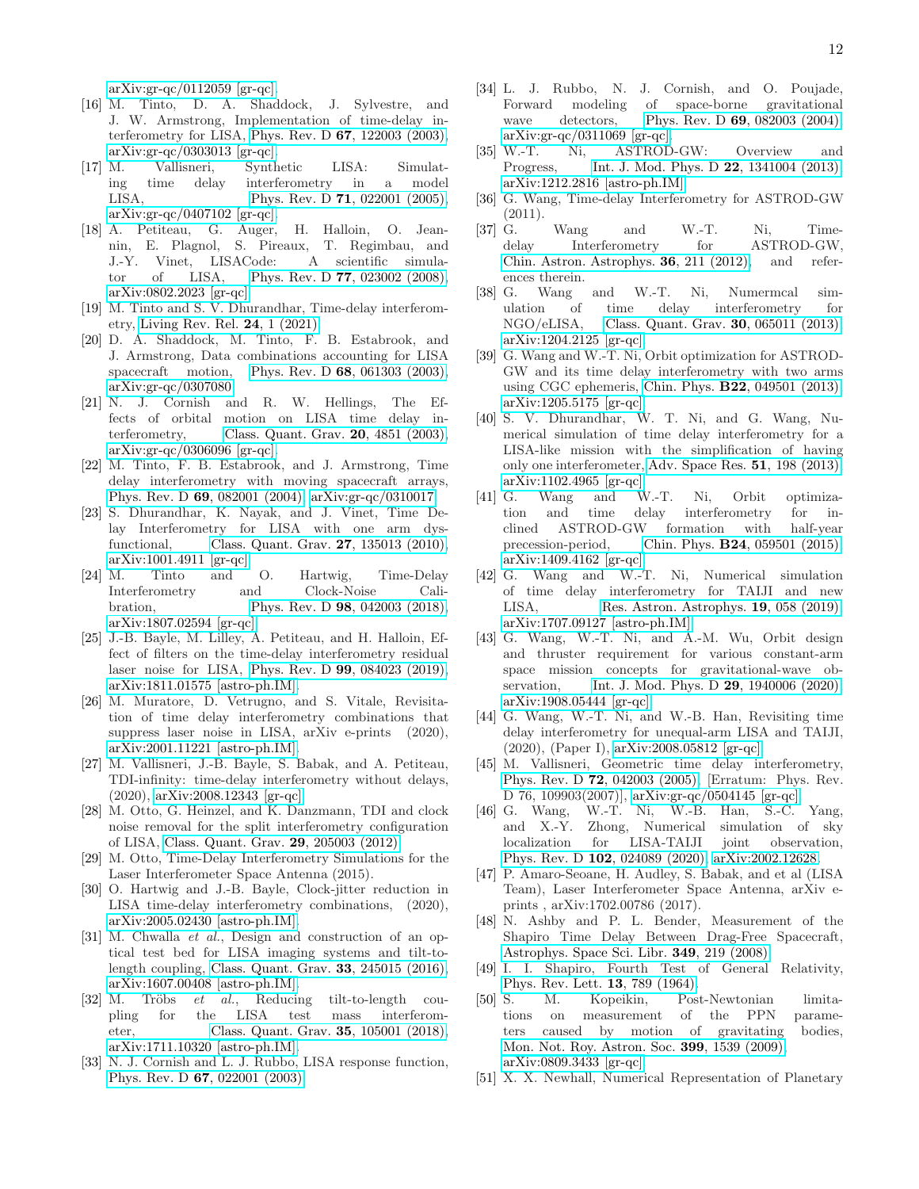arXiv:gr-qc/0112059 [gr-qc].

[16] M. Tinto, D. A. Shaddock, J. Sylvestre, and J. W. Armstrong, Implementation of time-delay interferometry for LISA, Phys. Rev. D **67**, 122003 (2003), arXiv:gr-qc/0303013 [gr-qc].

[17] M. Vallisneri, Synthetic LISA: Simulating time delay interferometry in a model LISA, Phys. Rev. D **71**, 022001 (2005), arXiv:gr-qc/0407102 [gr-qc].

[18] A. Petiteau, G. Auger, H. Halloin, O. Jeannin, E. Plagnol, S. Pireaux, T. Regimbau, and J.-Y. Vinet, LISACode: A scientific simulator of LISA, Phys. Rev. D **77**, 023002 (2008), arXiv:0802.2023 [gr-qc].

[19] M. Tinto and S. V. Dhurandhar, Time-delay interferometry, Living Rev. Rel. **24**, 1 (2021).

[20] D. A. Shaddock, M. Tinto, F. B. Estabrook, and J. Armstrong, Data combinations accounting for LISA spacecraft motion, Phys. Rev. D **68**, 061303 (2003), arXiv:gr-qc/0307080.

[21] N. J. Cornish and R. W. Hellings, The Effects of orbital motion on LISA time delay interferometry, Class. Quant. Grav. **20**, 4851 (2003), arXiv:gr-qc/0306096 [gr-qc].

[22] M. Tinto, F. B. Estabrook, and J. Armstrong, Time delay interferometry with moving spacecraft arrays, Phys. Rev. D **69**, 082001 (2004), arXiv:gr-qc/0310017.

[23] S. Dhurandhar, K. Nayak, and J. Vinet, Time Delay Interferometry for LISA with one arm dysfunctional, Class. Quant. Grav. **27**, 135013 (2010), arXiv:1001.4911 [gr-qc].

[24] M. Tinto and O. Hartwig, Time-Delay Interferometry and Clock-Noise Calibration, Phys. Rev. D **98**, 042003 (2018), arXiv:1807.02594 [gr-qc].

[25] J.-B. Bayle, M. Lilley, A. Petiteau, and H. Halloin, Effect of filters on the time-delay interferometry residual laser noise for LISA, Phys. Rev. D **99**, 084023 (2019), arXiv:1811.01575 [astro-ph.IM].

[26] M. Muratore, D. Vetrugno, and S. Vitale, Revisitation of time delay interferometry combinations that suppress laser noise in LISA, arXiv e-prints (2020), arXiv:2001.11221 [astro-ph.IM].

[27] M. Vallisneri, J.-B. Bayle, S. Babak, and A. Petiteau, TDI-infinity: time-delay interferometry without delays, (2020), arXiv:2008.12343 [gr-qc].

[28] M. Otto, G. Heinzel, and K. Danzmann, TDI and clock noise removal for the split interferometry configuration of LISA, Class. Quant. Grav. **29**, 205003 (2012).

[29] M. Otto, Time-Delay Interferometry Simulations for the Laser Interferometer Space Antenna (2015).

[30] O. Hartwig and J.-B. Bayle, Clock-jitter reduction in LISA time-delay interferometry combinations, (2020), arXiv:2005.02430 [astro-ph.IM].

[31] M. Chwalla *et al.*, Design and construction of an optical test bed for LISA imaging systems and tilt-to-length coupling, Class. Quant. Grav. **33**, 245015 (2016), arXiv:1607.00408 [astro-ph.IM].

[32] M. Tröbs *et al.*, Reducing tilt-to-length coupling for the LISA test mass interferometer, Class. Quant. Grav. **35**, 105001 (2018), arXiv:1711.10320 [astro-ph.IM].

[33] N. J. Cornish and L. J. Rubbo, LISA response function, Phys. Rev. D **67**, 022001 (2003).

[34] L. J. Rubbo, N. J. Cornish, and O. Poujade, Forward modeling of space-borne gravitational wave detectors, Phys. Rev. D **69**, 082003 (2004), arXiv:gr-qc/0311069 [gr-qc].

[35] W.-T. Ni, ASTROD-GW: Overview and Progress, Int. J. Mod. Phys. D **22**, 1341004 (2013), arXiv:1212.2816 [astro-ph.IM].

[36] G. Wang, Time-delay Interferometry for ASTROD-GW (2011).

[37] G. Wang and W.-T. Ni, Time-delay Interferometry for ASTROD-GW, Chin. Astron. Astrophys. **36**, 211 (2012), and references therein.

[38] G. Wang and W.-T. Ni, Numermcal simulation of time delay interferometry for NGO/eLISA, Class. Quant. Grav. **30**, 065011 (2013), arXiv:1204.2125 [gr-qc].

[39] G. Wang and W.-T. Ni, Orbit optimization for ASTROD-GW and its time delay interferometry with two arms using CGC ephemeris, Chin. Phys. **B22**, 049501 (2013), arXiv:1205.5175 [gr-qc].

[40] S. V. Dhurandhar, W. T. Ni, and G. Wang, Numerical simulation of time delay interferometry for a LISA-like mission with the simplification of having only one interferometer, Adv. Space Res. **51**, 198 (2013), arXiv:1102.4965 [gr-qc].

[41] G. Wang and W.-T. Ni, Orbit optimization and time delay interferometry for inclined ASTROD-GW formation with half-year precession-period, Chin. Phys. **B24**, 059501 (2015), arXiv:1409.4162 [gr-qc].

[42] G. Wang and W.-T. Ni, Numerical simulation of time delay interferometry for TAIJI and new LISA, Res. Astron. Astrophys. **19**, 058 (2019), arXiv:1707.09127 [astro-ph.IM].

[43] G. Wang, W.-T. Ni, and A.-M. Wu, Orbit design and thruster requirement for various constant-arm space mission concepts for gravitational-wave observation, Int. J. Mod. Phys. D **29**, 1940006 (2020), arXiv:1908.05444 [gr-qc].

[44] G. Wang, W.-T. Ni, and W.-B. Han, Revisiting time delay interferometry for unequal-arm LISA and TAIJI, (2020), (Paper I), arXiv:2008.05812 [gr-qc].

[45] M. Vallisneri, Geometric time delay interferometry, Phys. Rev. D **72**, 042003 (2005), [Erratum: Phys. Rev. D 76, 109903(2007)], arXiv:gr-qc/0504145 [gr-qc].

[46] G. Wang, W.-T. Ni, W.-B. Han, S.-C. Yang, and X.-Y. Zhong, Numerical simulation of sky localization for LISA-TAIJI joint observation, Phys. Rev. D **102**, 024089 (2020), arXiv:2002.12628.

[47] P. Amaro-Seoane, H. Audley, S. Babak, and et al (LISA Team), Laser Interferometer Space Antenna, arXiv e-prints , arXiv:1702.00786 (2017).

[48] N. Ashby and P. L. Bender, Measurement of the Shapiro Time Delay Between Drag-Free Spacecraft, Astrophys. Space Sci. Libr. **349**, 219 (2008).

[49] I. I. Shapiro, Fourth Test of General Relativity, Phys. Rev. Lett. **13**, 789 (1964).

[50] S. M. Kopeikin, Post-Newtonian limitations on measurement of the PPN parameters caused by motion of gravitating bodies, Mon. Not. Roy. Astron. Soc. **399**, 1539 (2009), arXiv:0809.3433 [gr-qc].

[51] X. X. Newhall, Numerical Representation of Planetary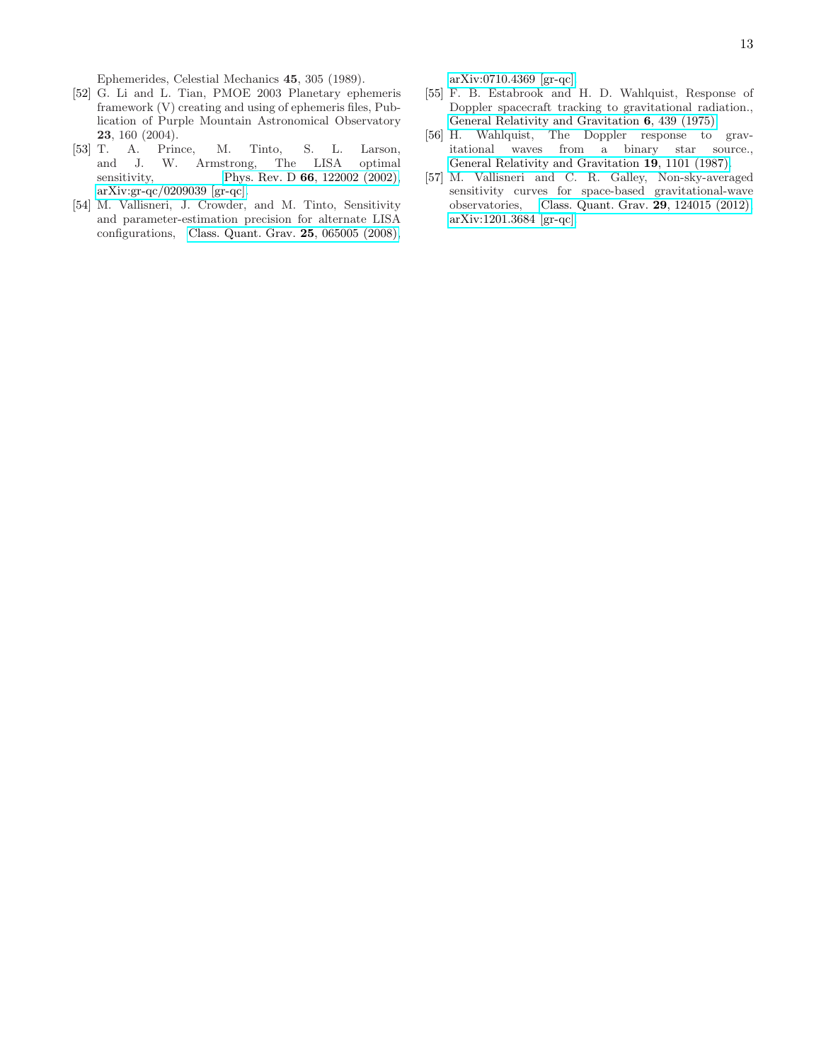Ephemerides, Celestial Mechanics **45**, 305 (1989).

[52] G. Li and L. Tian, PMOE 2003 Planetary ephemeris framework (V) creating and using of ephemeris files, Publication of Purple Mountain Astronomical Observatory **23**, 160 (2004).

[53] T. A. Prince, M. Tinto, S. L. Larson, and J. W. Armstrong, The LISA optimal sensitivity, Phys. Rev. D **66**, 122002 (2002), arXiv:gr-qc/0209039 [gr-qc].

[54] M. Vallisneri, J. Crowder, and M. Tinto, Sensitivity and parameter-estimation precision for alternate LISA configurations, Class. Quant. Grav. **25**, 065005 (2008), arXiv:0710.4369 [gr-qc].

[55] F. B. Estabrook and H. D. Wahlquist, Response of Doppler spacecraft tracking to gravitational radiation., General Relativity and Gravitation **6**, 439 (1975).

[56] H. Wahlquist, The Doppler response to gravitational waves from a binary star source., General Relativity and Gravitation **19**, 1101 (1987).

[57] M. Vallisneri and C. R. Galley, Non-sky-averaged sensitivity curves for space-based gravitational-wave observatories, Class. Quant. Grav. **29**, 124015 (2012), arXiv:1201.3684 [gr-qc].